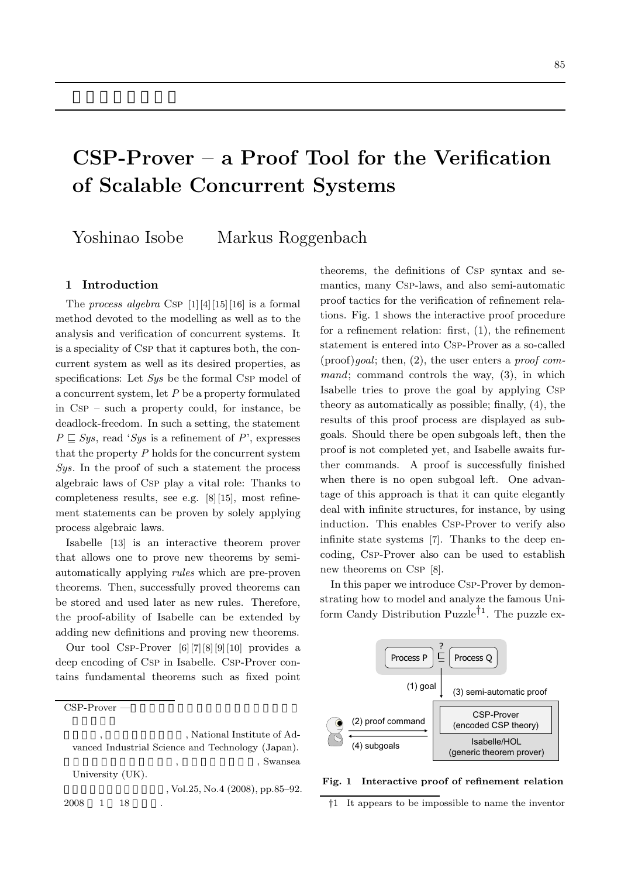# CSP-Prover – a Proof Tool for the Verification of Scalable Concurrent Systems

Yoshinao Isobe　　Markus Roggenbach

## 1 Introduction

The *process algebra* Csp [1][4][15][16] is a formal method devoted to the modelling as well as to the analysis and verification of concurrent systems. It is a speciality of Csp that it captures both, the concurrent system as well as its desired properties, as specifications: Let *Sys* be the formal Csp model of a concurrent system, let $P$ be a property formulated in Csp – such a property could, for instance, be deadlock-freedom. In such a setting, the statement $P \sqsubseteq Sys$, read '*Sys* is a refinement of $P$', expresses that the property $P$ holds for the concurrent system *Sys*. In the proof of such a statement the process algebraic laws of Csp play a vital role: Thanks to completeness results, see e.g. [8][15], most refinement statements can be proven by solely applying process algebraic laws.

Isabelle [13] is an interactive theorem prover that allows one to prove new theorems by semi-automatically applying *rules* which are pre-proven theorems. Then, successfully proved theorems can be stored and used later as new rules. Therefore, the proof-ability of Isabelle can be extended by adding new definitions and proving new theorems.

Our tool Csp-Prover [6][7][8][9][10] provides a deep encoding of Csp in Isabelle. Csp-Prover contains fundamental theorems such as fixed point theorems, the definitions of Csp syntax and semantics, many Csp-laws, and also semi-automatic proof tactics for the verification of refinement relations. Fig. 1 shows the interactive proof procedure for a refinement relation: first, (1), the refinement statement is entered into Csp-Prover as a so-called (proof)*goal*; then, (2), the user enters a *proof command*; command controls the way, (3), in which Isabelle tries to prove the goal by applying Csp theory as automatically as possible; finally, (4), the results of this proof process are displayed as subgoals. Should there be open subgoals left, then the proof is not completed yet, and Isabelle awaits further commands. A proof is successfully finished when there is no open subgoal left. One advantage of this approach is that it can quite elegantly deal with infinite structures, for instance, by using induction. This enables Csp-Prover to verify also infinite state systems [7]. Thanks to the deep encoding, Csp-Prover also can be used to establish new theorems on Csp [8].

In this paper we introduce Csp-Prover by demonstrating how to model and analyze the famous Uniform Candy Distribution Puzzle[†1]. The puzzle ex-

**Fig. 1 Interactive proof of refinement relation**

†1 It appears to be impossible to name the inventor

---

CSP-Prover —

, National Institute of Advanced Industrial Science and Technology (Japan).

, Swansea University (UK).

, Vol.25, No.4 (2008), pp.85–92.
2008 1 18 .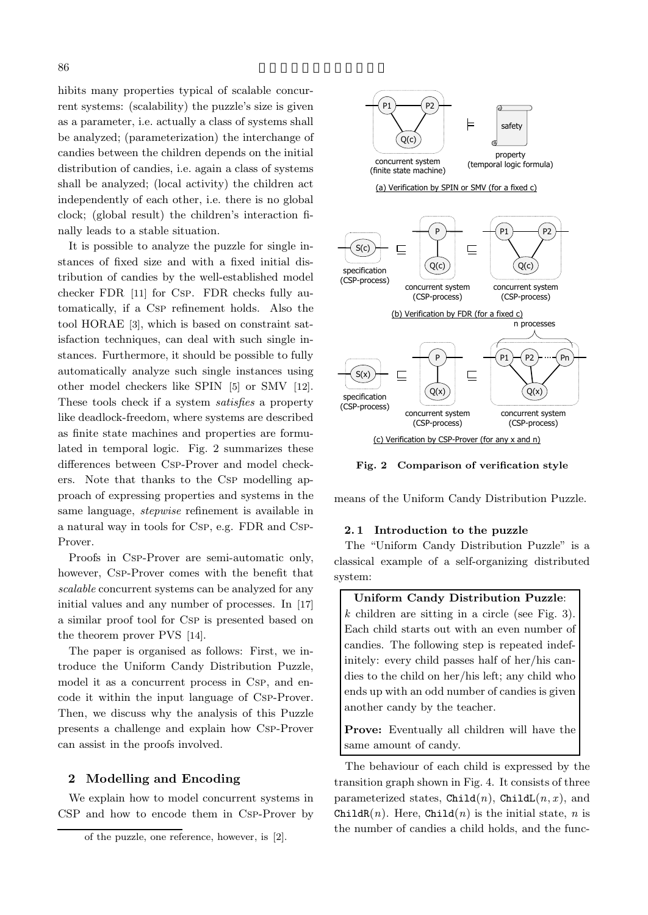hibits many properties typical of scalable concurrent systems: (scalability) the puzzle's size is given as a parameter, i.e. actually a class of systems shall be analyzed; (parameterization) the interchange of candies between the children depends on the initial distribution of candies, i.e. again a class of systems shall be analyzed; (local activity) the children act independently of each other, i.e. there is no global clock; (global result) the children's interaction finally leads to a stable situation.

It is possible to analyze the puzzle for single instances of fixed size and with a fixed initial distribution of candies by the well-established model checker FDR [11] for Csp. FDR checks fully automatically, if a Csp refinement holds. Also the tool HORAE [3], which is based on constraint satisfaction techniques, can deal with such single instances. Furthermore, it should be possible to fully automatically analyze such single instances using other model checkers like SPIN [5] or SMV [12]. These tools check if a system *satisfies* a property like deadlock-freedom, where systems are described as finite state machines and properties are formulated in temporal logic. Fig. 2 summarizes these differences between Csp-Prover and model checkers. Note that thanks to the Csp modelling approach of expressing properties and systems in the same language, *stepwise* refinement is available in a natural way in tools for Csp, e.g. FDR and Csp-Prover.

Proofs in Csp-Prover are semi-automatic only, however, Csp-Prover comes with the benefit that *scalable* concurrent systems can be analyzed for any initial values and any number of processes. In [17] a similar proof tool for Csp is presented based on the theorem prover PVS [14].

The paper is organised as follows: First, we introduce the Uniform Candy Distribution Puzzle, model it as a concurrent process in Csp, and encode it within the input language of Csp-Prover. Then, we discuss why the analysis of this Puzzle presents a challenge and explain how Csp-Prover can assist in the proofs involved.

## 2 Modelling and Encoding

We explain how to model concurrent systems in CSP and how to encode them in Csp-Prover by means of the Uniform Candy Distribution Puzzle.

(a) Verification by SPIN or SMV (for a fixed c)

(b) Verification by FDR (for a fixed c)

(c) Verification by CSP-Prover (for any x and n)

**Fig. 2 Comparison of verification style**

### 2.1 Introduction to the puzzle

The "Uniform Candy Distribution Puzzle" is a classical example of a self-organizing distributed system:

> **Uniform Candy Distribution Puzzle**: $k$ children are sitting in a circle (see Fig. 3). Each child starts out with an even number of candies. The following step is repeated indefinitely: every child passes half of her/his candies to the child on her/his left; any child who ends up with an odd number of candies is given another candy by the teacher.
>
> **Prove:** Eventually all children will have the same amount of candy.

The behaviour of each child is expressed by the transition graph shown in Fig. 4. It consists of three parameterized states, $\texttt{Child}(n)$, $\texttt{ChildL}(n, x)$, and $\texttt{ChildR}(n)$. Here, $\texttt{Child}(n)$ is the initial state, $n$ is the number of candies a child holds, and the func-

of the puzzle, one reference, however, is [2].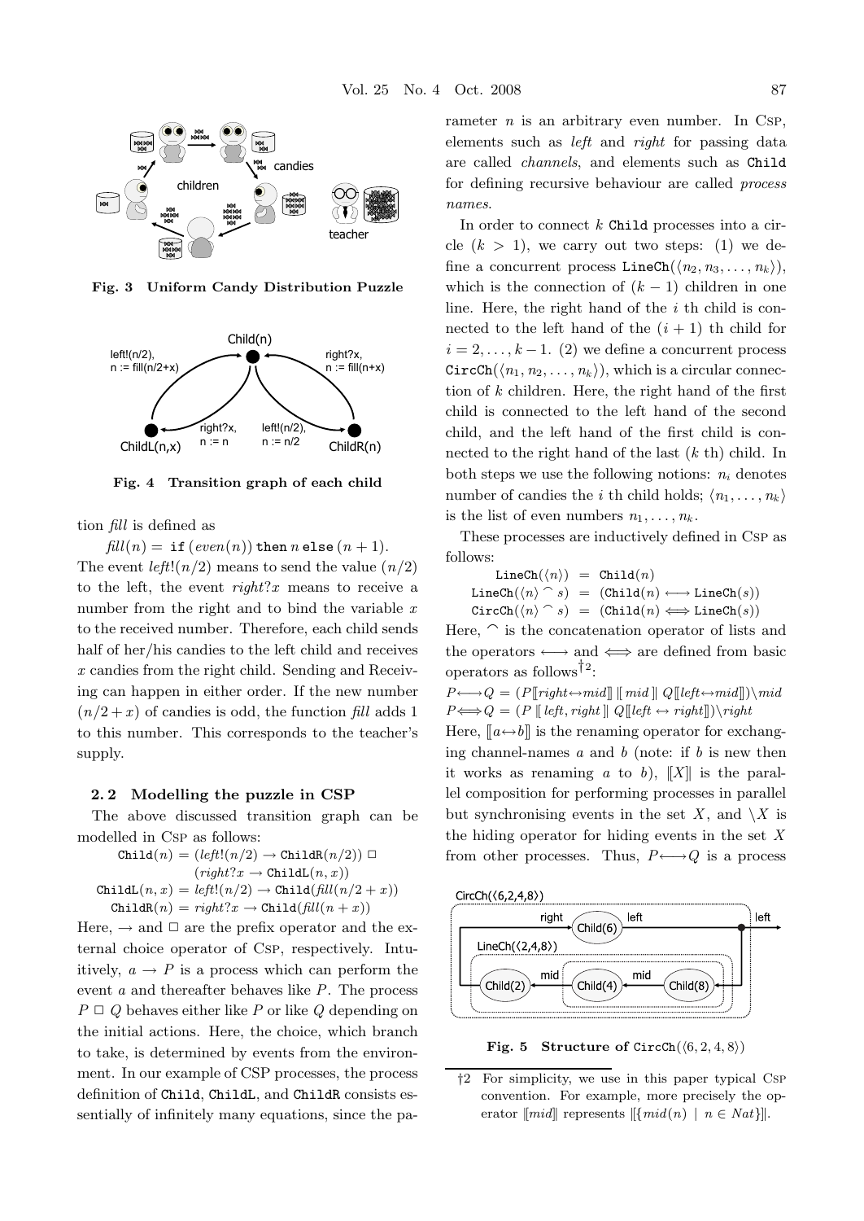Fig. 3 Uniform Candy Distribution Puzzle

Fig. 4 Transition graph of each child

tion *fill* is defined as

$$fill(n) = \texttt{if}\,(even(n))\,\texttt{then}\,n\,\texttt{else}\,(n+1).$$

The event $left!(n/2)$ means to send the value $(n/2)$ to the left, the event $right?x$ means to receive a number from the right and to bind the variable $x$ to the received number. Therefore, each child sends half of her/his candies to the left child and receives $x$ candies from the right child. Sending and Receiving can happen in either order. If the new number $(n/2+x)$ of candies is odd, the function *fill* adds 1 to this number. This corresponds to the teacher's supply.

### 2.2 Modelling the puzzle in CSP

The above discussed transition graph can be modelled in CSP as follows:

$$\texttt{Child}(n) = (left!(n/2) \rightarrow \texttt{ChildR}(n/2)) \;\Box\; (right?x \rightarrow \texttt{ChildL}(n,x))$$

$$\texttt{ChildL}(n,x) = left!(n/2) \rightarrow \texttt{Child}(fill(n/2+x))$$

$$\texttt{ChildR}(n) = right?x \rightarrow \texttt{Child}(fill(n+x))$$

Here, $\rightarrow$ and $\Box$ are the prefix operator and the external choice operator of CSP, respectively. Intuitively, $a \rightarrow P$ is a process which can perform the event $a$ and thereafter behaves like $P$. The process $P \;\Box\; Q$ behaves either like $P$ or like $Q$ depending on the initial actions. Here, the choice, which branch to take, is determined by events from the environment. In our example of CSP processes, the process definition of `Child`, `ChildL`, and `ChildR` consists essentially of infinitely many equations, since the parameter $n$ is an arbitrary even number. In CSP, elements such as *left* and *right* for passing data are called *channels*, and elements such as `Child` for defining recursive behaviour are called *process names*.

In order to connect $k$ `Child` processes into a circle ($k > 1$), we carry out two steps: (1) we define a concurrent process $\texttt{LineCh}(\langle n_2, n_3, \ldots, n_k \rangle)$, which is the connection of $(k-1)$ children in one line. Here, the right hand of the $i$ th child is connected to the left hand of the $(i+1)$ th child for $i = 2, \ldots, k-1$. (2) we define a concurrent process $\texttt{CircCh}(\langle n_1, n_2, \ldots, n_k \rangle)$, which is a circular connection of $k$ children. Here, the right hand of the first child is connected to the left hand of the second child, and the left hand of the first child is connected to the right hand of the last ($k$ th) child. In both steps we use the following notions: $n_i$ denotes number of candies the $i$ th child holds; $\langle n_1, \ldots, n_k \rangle$ is the list of even numbers $n_1, \ldots, n_k$.

These processes are inductively defined in CSP as follows:

$$\texttt{LineCh}(\langle n \rangle) = \texttt{Child}(n)$$

$$\texttt{LineCh}(\langle n \rangle \frown s) = (\texttt{Child}(n) \longleftrightarrow \texttt{LineCh}(s))$$

$$\texttt{CircCh}(\langle n \rangle \frown s) = (\texttt{Child}(n) \Longleftrightarrow \texttt{LineCh}(s))$$

Here, $\frown$ is the concatenation operator of lists and the operators $\longleftrightarrow$ and $\Longleftrightarrow$ are defined from basic operators as follows[†2]:

$$P \longleftrightarrow Q = (P[\![right \leftrightarrow mid]\!] \;[\![\, mid \,]\!]\; Q[\![left \leftrightarrow mid]\!]) \backslash mid$$

$$P \Longleftrightarrow Q = (P \;[\![\, left, right \,]\!]\; Q[\![left \leftrightarrow right]\!]) \backslash right$$

Here, $[\![a \leftrightarrow b]\!]$ is the renaming operator for exchanging channel-names $a$ and $b$ (note: if $b$ is new then it works as renaming $a$ to $b$), $[\![X]\!]$ is the parallel composition for performing processes in parallel but synchronising events in the set $X$, and $\backslash X$ is the hiding operator for hiding events in the set $X$ from other processes. Thus, $P \longleftrightarrow Q$ is a process

Fig. 5 Structure of $\texttt{CircCh}(\langle 6, 2, 4, 8 \rangle)$

†2 For simplicity, we use in this paper typical CSP convention. For example, more precisely the operator $[\![mid]\!]$ represents $[\![\{mid(n) \mid n \in Nat\}]\!]$.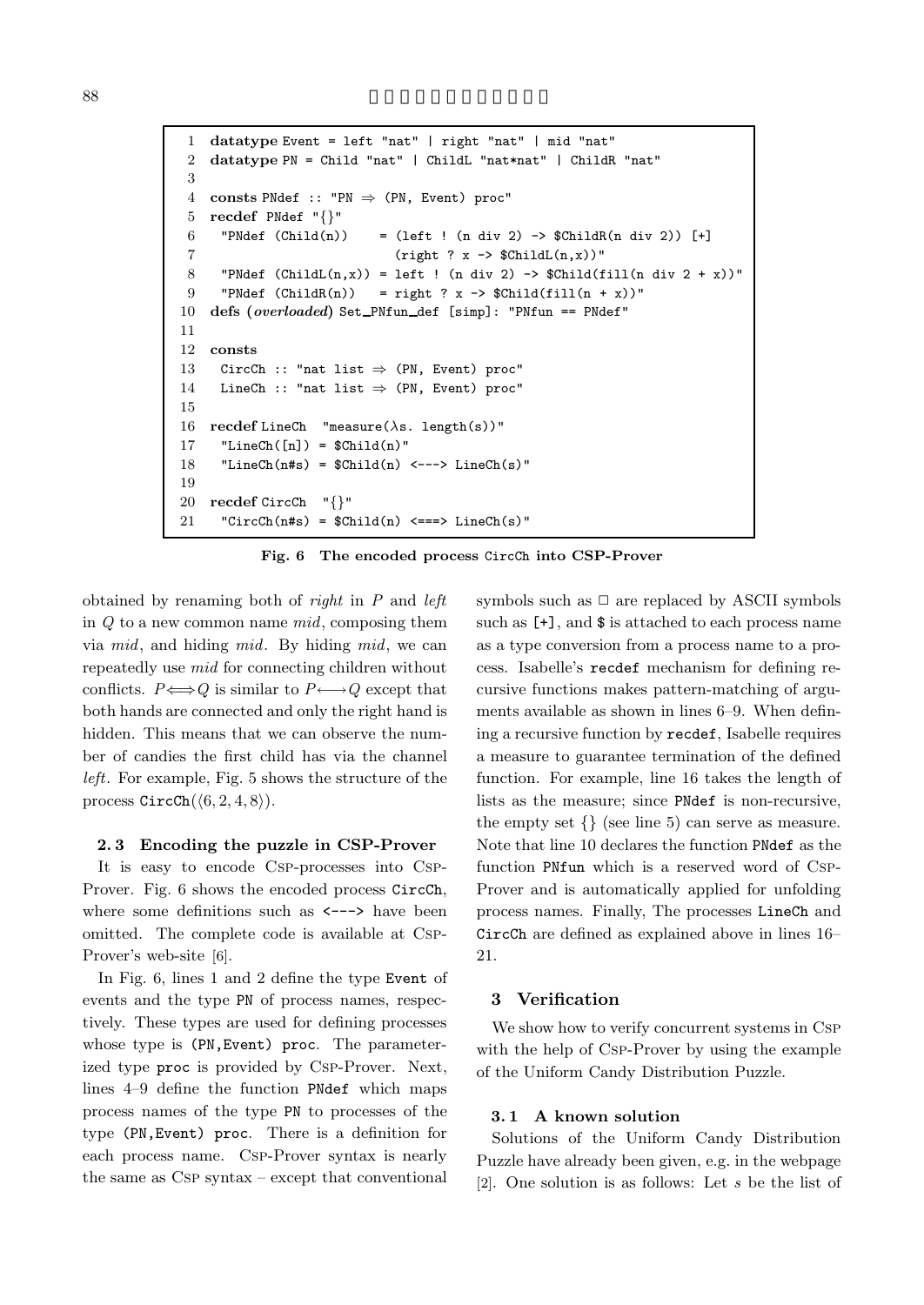```
1  datatype Event = left "nat" | right "nat" | mid "nat"
2  datatype PN = Child "nat" | ChildL "nat*nat" | ChildR "nat"
3
4  consts PNdef :: "PN ⇒ (PN, Event) proc"
5  recdef PNdef "{}"
6   "PNdef (Child(n))    = (left ! (n div 2) -> $ChildR(n div 2)) [+]
7                          (right ? x -> $ChildL(n,x))"
8   "PNdef (ChildL(n,x)) = left ! (n div 2) -> $Child(fill(n div 2 + x))"
9   "PNdef (ChildR(n))   = right ? x -> $Child(fill(n + x))"
10 defs (overloaded) Set_PNfun_def [simp]: "PNfun == PNdef"
11
12 consts
13  CircCh :: "nat list ⇒ (PN, Event) proc"
14  LineCh :: "nat list ⇒ (PN, Event) proc"
15
16 recdef LineCh  "measure(λs. length(s))"
17  "LineCh([n]) = $Child(n)"
18  "LineCh(n#s) = $Child(n) <---> LineCh(s)"
19
20 recdef CircCh  "{}"
21  "CircCh(n#s) = $Child(n) <===> LineCh(s)"
```

**Fig. 6 The encoded process CircCh into CSP-Prover**

obtained by renaming both of *right* in $P$ and *left* in $Q$ to a new common name *mid*, composing them via *mid*, and hiding *mid*. By hiding *mid*, we can repeatedly use *mid* for connecting children without conflicts. $P \Longleftrightarrow Q$ is similar to $P \longleftrightarrow Q$ except that both hands are connected and only the right hand is hidden. This means that we can observe the number of candies the first child has via the channel *left*. For example, Fig. 5 shows the structure of the process CircCh($\langle 6, 2, 4, 8 \rangle$).

### 2.3 Encoding the puzzle in CSP-Prover

It is easy to encode CSP-processes into CSP-Prover. Fig. 6 shows the encoded process CircCh, where some definitions such as <---> have been omitted. The complete code is available at CSP-Prover's web-site [6].

In Fig. 6, lines 1 and 2 define the type Event of events and the type PN of process names, respectively. These types are used for defining processes whose type is (PN,Event) proc. The parameterized type proc is provided by CSP-Prover. Next, lines 4–9 define the function PNdef which maps process names of the type PN to processes of the type (PN,Event) proc. There is a definition for each process name. CSP-Prover syntax is nearly the same as CSP syntax – except that conventional symbols such as $\Box$ are replaced by ASCII symbols such as [+], and $ is attached to each process name as a type conversion from a process name to a process. Isabelle's recdef mechanism for defining recursive functions makes pattern-matching of arguments available as shown in lines 6–9. When defining a recursive function by recdef, Isabelle requires a measure to guarantee termination of the defined function. For example, line 16 takes the length of lists as the measure; since PNdef is non-recursive, the empty set {} (see line 5) can serve as measure. Note that line 10 declares the function PNdef as the function PNfun which is a reserved word of CSP-Prover and is automatically applied for unfolding process names. Finally, The processes LineCh and CircCh are defined as explained above in lines 16–21.

## 3 Verification

We show how to verify concurrent systems in CSP with the help of CSP-Prover by using the example of the Uniform Candy Distribution Puzzle.

### 3.1 A known solution

Solutions of the Uniform Candy Distribution Puzzle have already been given, e.g. in the webpage [2]. One solution is as follows: Let $s$ be the list of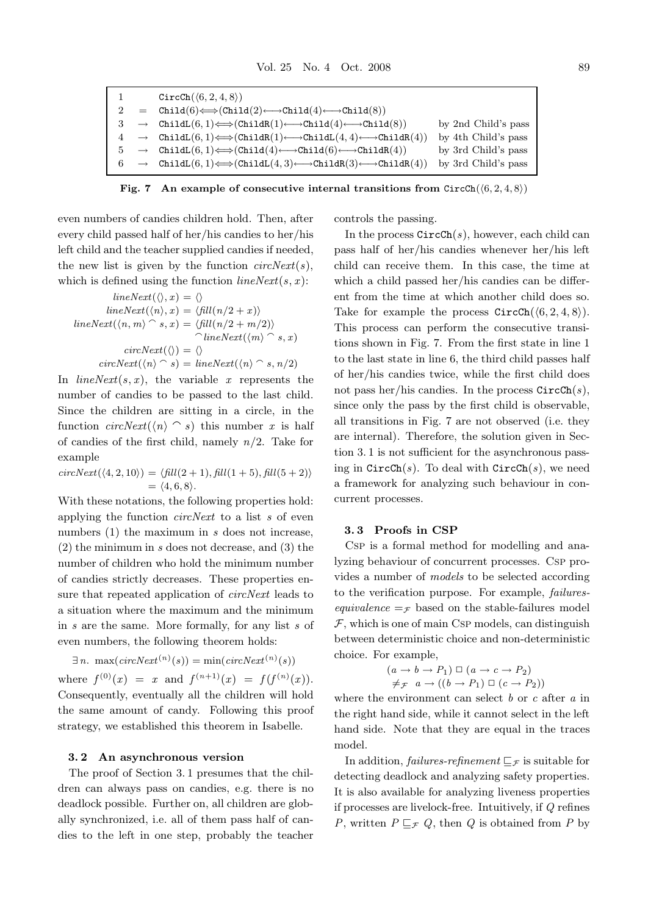| | | | |
|---|---|---|---|
| 1 | | $\mathtt{CircCh}(\langle 6,2,4,8\rangle)$ | |
| 2 | $=$ | $\mathtt{Child}(6)\Longleftrightarrow(\mathtt{Child}(2)\longleftrightarrow\mathtt{Child}(4)\longleftrightarrow\mathtt{Child}(8))$ | |
| 3 | $\rightarrow$ | $\mathtt{ChildL}(6,1)\Longleftrightarrow(\mathtt{ChildR}(1)\longleftrightarrow\mathtt{Child}(4)\longleftrightarrow\mathtt{Child}(8))$ | by 2nd Child's pass |
| 4 | $\rightarrow$ | $\mathtt{ChildL}(6,1)\Longleftrightarrow(\mathtt{ChildR}(1)\longleftrightarrow\mathtt{ChildL}(4,4)\longleftrightarrow\mathtt{ChildR}(4))$ | by 4th Child's pass |
| 5 | $\rightarrow$ | $\mathtt{ChildL}(6,1)\Longleftrightarrow(\mathtt{Child}(4)\longleftrightarrow\mathtt{Child}(6)\longleftrightarrow\mathtt{ChildR}(4))$ | by 3rd Child's pass |
| 6 | $\rightarrow$ | $\mathtt{ChildL}(6,1)\Longleftrightarrow(\mathtt{ChildL}(4,3)\longleftrightarrow\mathtt{ChildR}(3)\longleftrightarrow\mathtt{ChildR}(4))$ | by 3rd Child's pass |

**Fig. 7 An example of consecutive internal transitions from $\mathtt{CircCh}(\langle 6,2,4,8\rangle)$**

even numbers of candies children hold. Then, after every child passed half of her/his candies to her/his left child and the teacher supplied candies if needed, the new list is given by the function *circNext*$(s)$, which is defined using the function *lineNext*$(s,x)$:

$$
\begin{aligned}
lineNext(\langle\rangle, x) &= \langle\rangle \\
lineNext(\langle n\rangle, x) &= \langle fill(n/2 + x)\rangle \\
lineNext(\langle n, m\rangle \frown s, x) &= \langle fill(n/2 + m/2)\rangle \\
&\quad \frown lineNext(\langle m\rangle \frown s, x) \\
circNext(\langle\rangle) &= \langle\rangle \\
circNext(\langle n\rangle \frown s) &= lineNext(\langle n\rangle \frown s, n/2)
\end{aligned}
$$

In *lineNext*$(s,x)$, the variable $x$ represents the number of candies to be passed to the last child. Since the children are sitting in a circle, in the function *circNext*$(\langle n\rangle \frown s)$ this number $x$ is half of candies of the first child, namely $n/2$. Take for example

$$
\begin{aligned}
circNext(\langle 4,2,10\rangle) &= \langle fill(2+1), fill(1+5), fill(5+2)\rangle \\
&= \langle 4,6,8\rangle.
\end{aligned}
$$

With these notations, the following properties hold: applying the function *circNext* to a list $s$ of even numbers (1) the maximum in $s$ does not increase, (2) the minimum in $s$ does not decrease, and (3) the number of children who hold the minimum number of candies strictly decreases. These properties ensure that repeated application of *circNext* leads to a situation where the maximum and the minimum in $s$ are the same. More formally, for any list $s$ of even numbers, the following theorem holds:

$$\exists\, n.\ \max(circNext^{(n)}(s)) = \min(circNext^{(n)}(s))$$

where $f^{(0)}(x) = x$ and $f^{(n+1)}(x) = f(f^{(n)}(x))$. Consequently, eventually all the children will hold the same amount of candy. Following this proof strategy, we established this theorem in Isabelle.

### 3.2 An asynchronous version

The proof of Section 3.1 presumes that the children can always pass on candies, e.g. there is no deadlock possible. Further on, all children are globally synchronized, i.e. all of them pass half of candies to the left in one step, probably the teacher controls the passing.

In the process $\mathtt{CircCh}(s)$, however, each child can pass half of her/his candies whenever her/his left child can receive them. In this case, the time at which a child passed her/his candies can be different from the time at which another child does so. Take for example the process $\mathtt{CircCh}(\langle 6,2,4,8\rangle)$. This process can perform the consecutive transitions shown in Fig. 7. From the first state in line 1 to the last state in line 6, the third child passes half of her/his candies twice, while the first child does not pass her/his candies. In the process $\mathtt{CircCh}(s)$, since only the pass by the first child is observable, all transitions in Fig. 7 are not observed (i.e. they are internal). Therefore, the solution given in Section 3.1 is not sufficient for the asynchronous passing in $\mathtt{CircCh}(s)$. To deal with $\mathtt{CircCh}(s)$, we need a framework for analyzing such behaviour in concurrent processes.

### 3.3 Proofs in CSP

CSP is a formal method for modelling and analyzing behaviour of concurrent processes. CSP provides a number of *models* to be selected according to the verification purpose. For example, *failures-equivalence* $=_{\mathcal{F}}$ based on the stable-failures model $\mathcal{F}$, which is one of main CSP models, can distinguish between deterministic choice and non-deterministic choice. For example,

$$
\begin{aligned}
&(a \to b \to P_1) \,\Box\, (a \to c \to P_2) \\
&\neq_{\mathcal{F}}\ a \to ((b \to P_1) \,\Box\, (c \to P_2))
\end{aligned}
$$

where the environment can select $b$ or $c$ after $a$ in the right hand side, while it cannot select in the left hand side. Note that they are equal in the traces model.

In addition, *failures-refinement* $\sqsubseteq_{\mathcal{F}}$ is suitable for detecting deadlock and analyzing safety properties. It is also available for analyzing liveness properties if processes are livelock-free. Intuitively, if $Q$ refines $P$, written $P \sqsubseteq_{\mathcal{F}} Q$, then $Q$ is obtained from $P$ by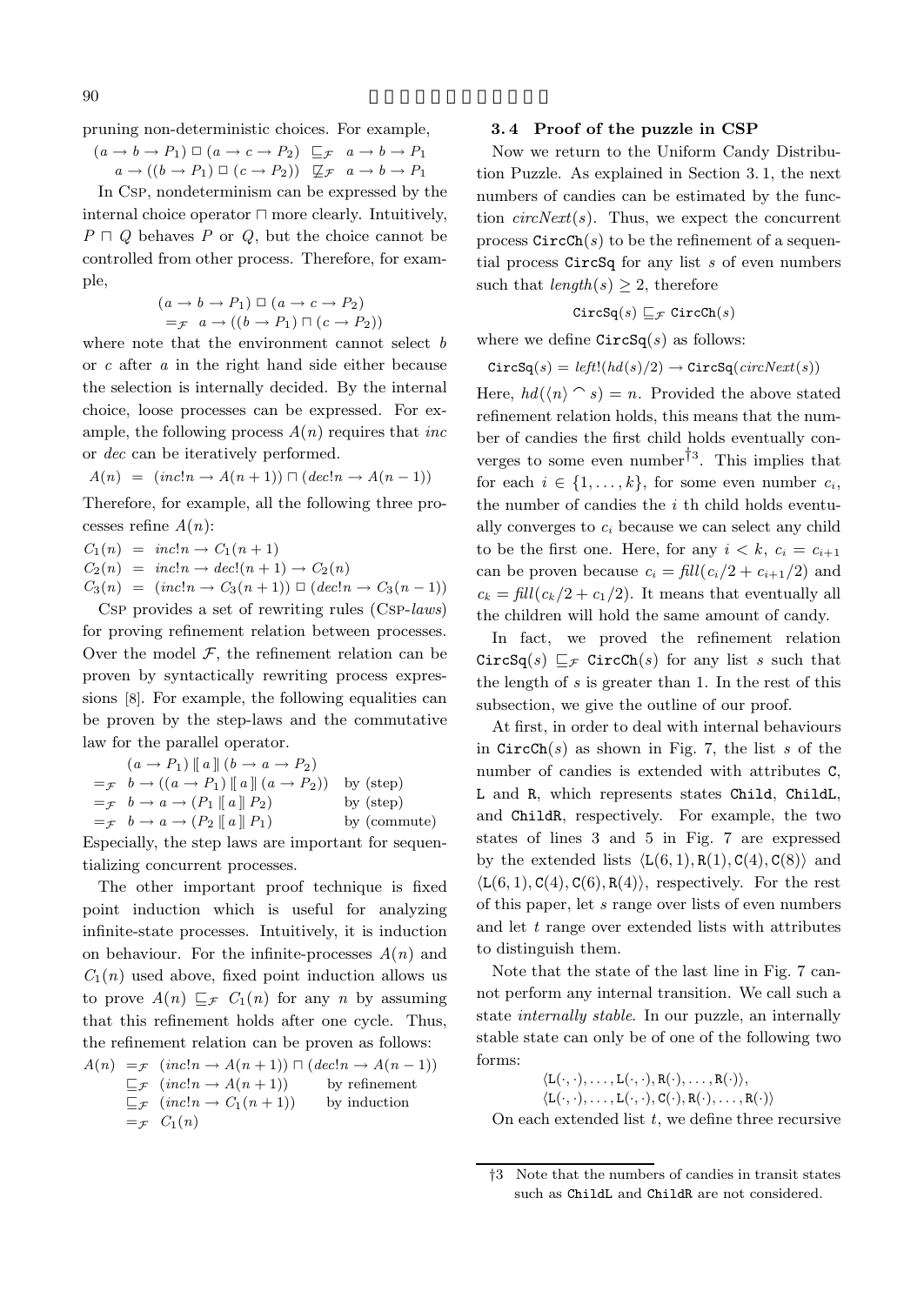pruning non-deterministic choices. For example,

$$(a \to b \to P_1) \,\Box\, (a \to c \to P_2) \;\sqsubseteq_{\mathcal{F}}\; a \to b \to P_1$$
$$a \to ((b \to P_1) \,\Box\, (c \to P_2)) \;\not\sqsubseteq_{\mathcal{F}}\; a \to b \to P_1$$

In Csp, nondeterminism can be expressed by the internal choice operator $\sqcap$ more clearly. Intuitively, $P \sqcap Q$ behaves $P$ or $Q$, but the choice cannot be controlled from other process. Therefore, for example,

$$(a \to b \to P_1) \,\Box\, (a \to c \to P_2)$$
$$=_{\mathcal{F}}\; a \to ((b \to P_1) \sqcap (c \to P_2))$$

where note that the environment cannot select $b$ or $c$ after $a$ in the right hand side either because the selection is internally decided. By the internal choice, loose processes can be expressed. For example, the following process $A(n)$ requires that *inc* or *dec* can be iteratively performed.

$$A(n) \;=\; (inc!n \to A(n+1)) \sqcap (dec!n \to A(n-1))$$

Therefore, for example, all the following three processes refine $A(n)$:

$$C_1(n) \;=\; inc!n \to C_1(n+1)$$
$$C_2(n) \;=\; inc!n \to dec!(n+1) \to C_2(n)$$
$$C_3(n) \;=\; (inc!n \to C_3(n+1)) \,\Box\, (dec!n \to C_3(n-1))$$

Csp provides a set of rewriting rules (Csp-*laws*) for proving refinement relation between processes. Over the model $\mathcal{F}$, the refinement relation can be proven by syntactically rewriting process expressions [8]. For example, the following equalities can be proven by the step-laws and the commutative law for the parallel operator.

$$
\begin{aligned}
& (a \to P_1) \,[\![\, a \,]\!]\, (b \to a \to P_2) & \\
=_{\mathcal{F}}\;& b \to ((a \to P_1) \,[\![\, a \,]\!]\, (a \to P_2)) & \text{by (step)} \\
=_{\mathcal{F}}\;& b \to a \to (P_1 \,[\![\, a \,]\!]\, P_2) & \text{by (step)} \\
=_{\mathcal{F}}\;& b \to a \to (P_2 \,[\![\, a \,]\!]\, P_1) & \text{by (commute)}
\end{aligned}
$$

Especially, the step laws are important for sequentializing concurrent processes.

The other important proof technique is fixed point induction which is useful for analyzing infinite-state processes. Intuitively, it is induction on behaviour. For the infinite-processes $A(n)$ and $C_1(n)$ used above, fixed point induction allows us to prove $A(n) \sqsubseteq_{\mathcal{F}} C_1(n)$ for any $n$ by assuming that this refinement holds after one cycle. Thus, the refinement relation can be proven as follows:

$$
\begin{aligned}
A(n) \;=_{\mathcal{F}}\;& (inc!n \to A(n+1)) \sqcap (dec!n \to A(n-1)) & \\
\sqsubseteq_{\mathcal{F}}\;& (inc!n \to A(n+1)) & \text{by refinement} \\
\sqsubseteq_{\mathcal{F}}\;& (inc!n \to C_1(n+1)) & \text{by induction} \\
=_{\mathcal{F}}\;& C_1(n) &
\end{aligned}
$$

### 3.4 Proof of the puzzle in CSP

Now we return to the Uniform Candy Distribution Puzzle. As explained in Section 3.1, the next numbers of candies can be estimated by the function $circNext(s)$. Thus, we expect the concurrent process $\mathtt{CircCh}(s)$ to be the refinement of a sequential process $\mathtt{CircSq}$ for any list $s$ of even numbers such that $length(s) \geq 2$, therefore

$$\mathtt{CircSq}(s) \sqsubseteq_{\mathcal{F}} \mathtt{CircCh}(s)$$

where we define $\mathtt{CircSq}(s)$ as follows:

$$\mathtt{CircSq}(s) = left!(hd(s)/2) \to \mathtt{CircSq}(circNext(s))$$

Here, $hd(\langle n \rangle \frown s) = n$. Provided the above stated refinement relation holds, this means that the number of candies the first child holds eventually converges to some even number[†3]. This implies that for each $i \in \{1, \ldots, k\}$, for some even number $c_i$, the number of candies the $i$ th child holds eventually converges to $c_i$ because we can select any child to be the first one. Here, for any $i < k$, $c_i = c_{i+1}$ can be proven because $c_i = fill(c_i/2 + c_{i+1}/2)$ and $c_k = fill(c_k/2 + c_1/2)$. It means that eventually all the children will hold the same amount of candy.

In fact, we proved the refinement relation $\mathtt{CircSq}(s) \sqsubseteq_{\mathcal{F}} \mathtt{CircCh}(s)$ for any list $s$ such that the length of $s$ is greater than 1. In the rest of this subsection, we give the outline of our proof.

At first, in order to deal with internal behaviours in $\mathtt{CircCh}(s)$ as shown in Fig. 7, the list $s$ of the number of candies is extended with attributes `C`, `L` and `R`, which represents states `Child`, `ChildL`, and `ChildR`, respectively. For example, the two states of lines 3 and 5 in Fig. 7 are expressed by the extended lists $\langle \mathtt{L}(6,1), \mathtt{R}(1), \mathtt{C}(4), \mathtt{C}(8) \rangle$ and $\langle \mathtt{L}(6,1), \mathtt{C}(4), \mathtt{C}(6), \mathtt{R}(4) \rangle$, respectively. For the rest of this paper, let $s$ range over lists of even numbers and let $t$ range over extended lists with attributes to distinguish them.

Note that the state of the last line in Fig. 7 cannot perform any internal transition. We call such a state *internally stable*. In our puzzle, an internally stable state can only be of one of the following two forms:

$$\langle \mathtt{L}(\cdot,\cdot), \ldots, \mathtt{L}(\cdot,\cdot), \mathtt{R}(\cdot), \ldots, \mathtt{R}(\cdot) \rangle,$$
$$\langle \mathtt{L}(\cdot,\cdot), \ldots, \mathtt{L}(\cdot,\cdot), \mathtt{C}(\cdot), \mathtt{R}(\cdot), \ldots, \mathtt{R}(\cdot) \rangle$$

On each extended list $t$, we define three recursive

---

†3 Note that the numbers of candies in transit states such as `ChildL` and `ChildR` are not considered.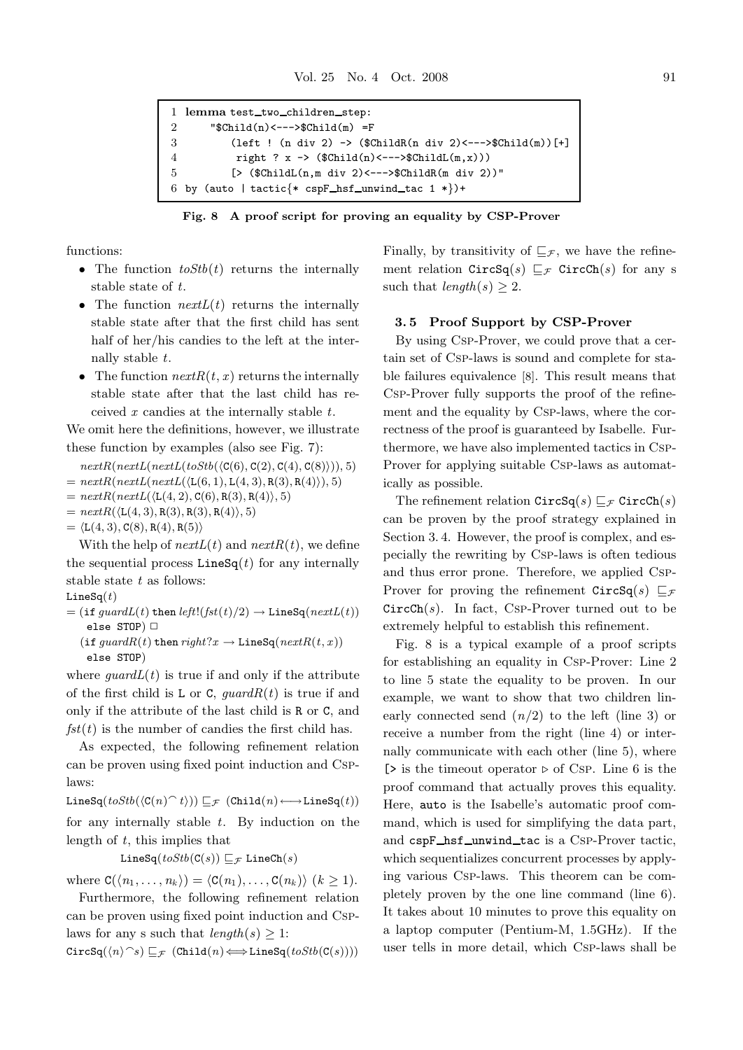```
1 lemma test_two_children_step:
2     "$Child(n)<--->$Child(m) =F
3         (left ! (n div 2) -> ($ChildR(n div 2)<--->$Child(m))[+]
4          right ? x -> ($Child(n)<--->$ChildL(m,x)))
5         [> ($ChildL(n,m div 2)<--->$ChildR(m div 2))"
6 by (auto | tactic{* cspF_hsf_unwind_tac 1 *})+
```

**Fig. 8 A proof script for proving an equality by CSP-Prover**

functions:

- The function $toStb(t)$ returns the internally stable state of $t$.
- The function $nextL(t)$ returns the internally stable state after that the first child has sent half of her/his candies to the left at the internally stable $t$.
- The function $nextR(t, x)$ returns the internally stable state after that the last child has received $x$ candies at the internally stable $t$.

We omit here the definitions, however, we illustrate these function by examples (also see Fig. 7):

$$
\begin{aligned}
& nextR(nextL(nextL(toStb(\langle \mathtt{C}(6), \mathtt{C}(2), \mathtt{C}(4), \mathtt{C}(8)\rangle))), 5) \\
&= nextR(nextL(nextL(\langle \mathtt{L}(6,1), \mathtt{L}(4,3), \mathtt{R}(3), \mathtt{R}(4)\rangle)), 5) \\
&= nextR(nextL(\langle \mathtt{L}(4,2), \mathtt{C}(6), \mathtt{R}(3), \mathtt{R}(4)\rangle), 5) \\
&= nextR(\langle \mathtt{L}(4,3), \mathtt{R}(3), \mathtt{R}(3), \mathtt{R}(4)\rangle, 5) \\
&= \langle \mathtt{L}(4,3), \mathtt{C}(8), \mathtt{R}(4), \mathtt{R}(5)\rangle
\end{aligned}
$$

With the help of $nextL(t)$ and $nextR(t)$, we define the sequential process $\mathtt{LineSq}(t)$ for any internally stable state $t$ as follows:

$$
\begin{aligned}
& \mathtt{LineSq}(t) \\
&= (\mathtt{if}\ guardL(t)\ \mathtt{then}\ left!(fst(t)/2) \rightarrow \mathtt{LineSq}(nextL(t)) \\
&\quad \mathtt{else\ STOP}) \ \Box \\
&\quad (\mathtt{if}\ guardR(t)\ \mathtt{then}\ right?x \rightarrow \mathtt{LineSq}(nextR(t,x)) \\
&\quad \mathtt{else\ STOP})
\end{aligned}
$$

where $guardL(t)$ is true if and only if the attribute of the first child is L or C, $guardR(t)$ is true if and only if the attribute of the last child is R or C, and $fst(t)$ is the number of candies the first child has.

As expected, the following refinement relation can be proven using fixed point induction and CSP-laws:

$$\mathtt{LineSq}(toStb(\langle \mathtt{C}(n)^\frown t\rangle)) \sqsubseteq_{\mathcal{F}} (\mathtt{Child}(n) \longleftrightarrow \mathtt{LineSq}(t))$$

for any internally stable $t$. By induction on the length of $t$, this implies that

$$\mathtt{LineSq}(toStb(\mathtt{C}(s)) \sqsubseteq_{\mathcal{F}} \mathtt{LineCh}(s)$$

where $\mathtt{C}(\langle n_1, \ldots, n_k\rangle) = \langle \mathtt{C}(n_1), \ldots, \mathtt{C}(n_k)\rangle$ $(k \geq 1)$.

Furthermore, the following refinement relation can be proven using fixed point induction and CSP-laws for any s such that $length(s) \geq 1$:

$$\mathtt{CircSq}(\langle n\rangle^\frown s) \sqsubseteq_{\mathcal{F}} (\mathtt{Child}(n) \Longleftrightarrow \mathtt{LineSq}(toStb(\mathtt{C}(s))))$$

Finally, by transitivity of $\sqsubseteq_{\mathcal{F}}$, we have the refinement relation $\mathtt{CircSq}(s) \sqsubseteq_{\mathcal{F}} \mathtt{CircCh}(s)$ for any s such that $length(s) \geq 2$.

### 3.5 Proof Support by CSP-Prover

By using CSP-Prover, we could prove that a certain set of CSP-laws is sound and complete for stable failures equivalence [8]. This result means that CSP-Prover fully supports the proof of the refinement and the equality by CSP-laws, where the correctness of the proof is guaranteed by Isabelle. Furthermore, we have also implemented tactics in CSP-Prover for applying suitable CSP-laws as automatically as possible.

The refinement relation $\mathtt{CircSq}(s) \sqsubseteq_{\mathcal{F}} \mathtt{CircCh}(s)$ can be proven by the proof strategy explained in Section 3.4. However, the proof is complex, and especially the rewriting by CSP-laws is often tedious and thus error prone. Therefore, we applied CSP-Prover for proving the refinement $\mathtt{CircSq}(s) \sqsubseteq_{\mathcal{F}} \mathtt{CircCh}(s)$. In fact, CSP-Prover turned out to be extremely helpful to establish this refinement.

Fig. 8 is a typical example of a proof scripts for establishing an equality in CSP-Prover: Line 2 to line 5 state the equality to be proven. In our example, we want to show that two children linearly connected send $(n/2)$ to the left (line 3) or receive a number from the right (line 4) or internally communicate with each other (line 5), where `[>` is the timeout operator $\triangleright$ of CSP. Line 6 is the proof command that actually proves this equality. Here, `auto` is the Isabelle's automatic proof command, which is used for simplifying the data part, and `cspF_hsf_unwind_tac` is a CSP-Prover tactic, which sequentializes concurrent processes by applying various CSP-laws. This theorem can be completely proven by the one line command (line 6). It takes about 10 minutes to prove this equality on a laptop computer (Pentium-M, 1.5GHz). If the user tells in more detail, which CSP-laws shall be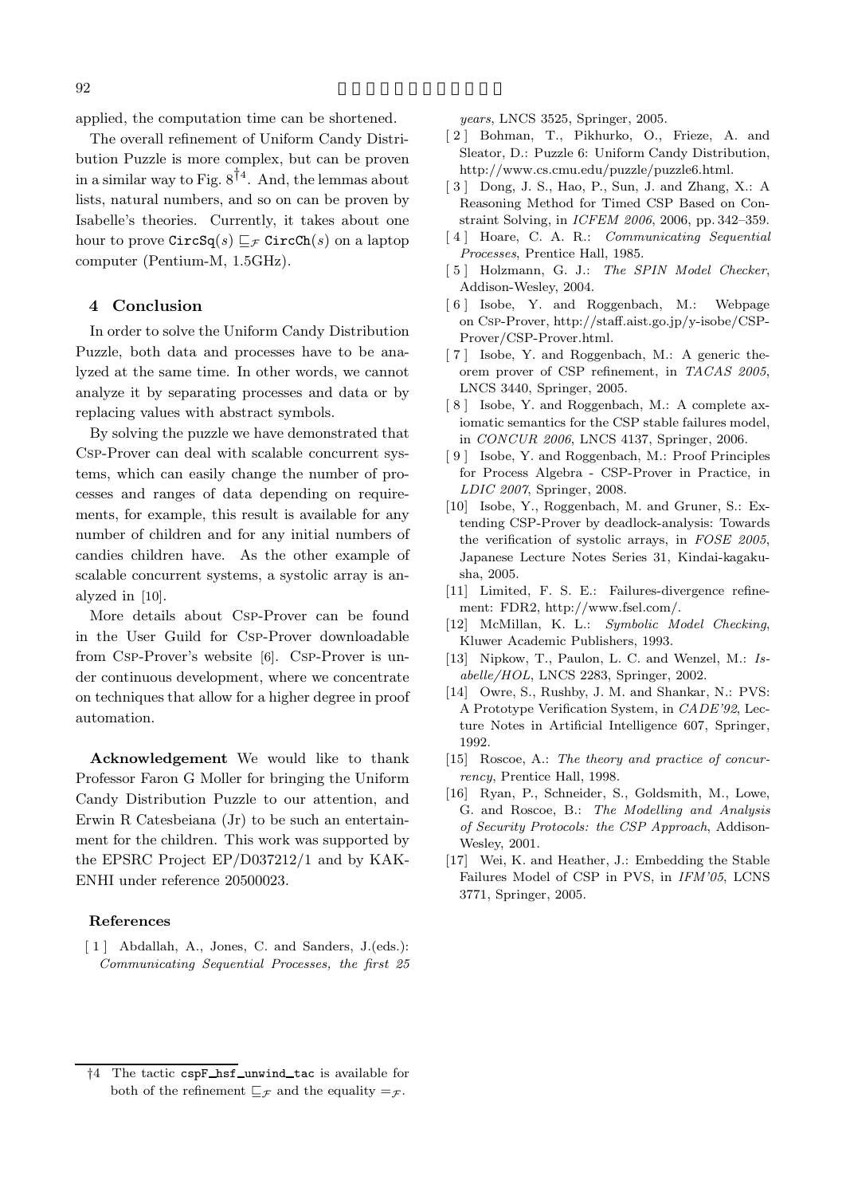applied, the computation time can be shortened.

The overall refinement of Uniform Candy Distribution Puzzle is more complex, but can be proven in a similar way to Fig. 8[†4]. And, the lemmas about lists, natural numbers, and so on can be proven by Isabelle's theories. Currently, it takes about one hour to prove $\texttt{CircSq}(s) \sqsubseteq_{\mathcal{F}} \texttt{CircCh}(s)$ on a laptop computer (Pentium-M, 1.5GHz).

## 4 Conclusion

In order to solve the Uniform Candy Distribution Puzzle, both data and processes have to be analyzed at the same time. In other words, we cannot analyze it by separating processes and data or by replacing values with abstract symbols.

By solving the puzzle we have demonstrated that Csp-Prover can deal with scalable concurrent systems, which can easily change the number of processes and ranges of data depending on requirements, for example, this result is available for any number of children and for any initial numbers of candies children have. As the other example of scalable concurrent systems, a systolic array is analyzed in [10].

More details about Csp-Prover can be found in the User Guild for Csp-Prover downloadable from Csp-Prover's website [6]. Csp-Prover is under continuous development, where we concentrate on techniques that allow for a higher degree in proof automation.

**Acknowledgement** We would like to thank Professor Faron G Moller for bringing the Uniform Candy Distribution Puzzle to our attention, and Erwin R Catesbeiana (Jr) to be such an entertainment for the children. This work was supported by the EPSRC Project EP/D037212/1 and by KAKENHI under reference 20500023.

### References

[1] Abdallah, A., Jones, C. and Sanders, J.(eds.): *Communicating Sequential Processes, the first 25 years*, LNCS 3525, Springer, 2005.

[2] Bohman, T., Pikhurko, O., Frieze, A. and Sleator, D.: Puzzle 6: Uniform Candy Distribution, http://www.cs.cmu.edu/puzzle/puzzle6.html.

[3] Dong, J. S., Hao, P., Sun, J. and Zhang, X.: A Reasoning Method for Timed CSP Based on Constraint Solving, in *ICFEM 2006*, 2006, pp. 342–359.

[4] Hoare, C. A. R.: *Communicating Sequential Processes*, Prentice Hall, 1985.

[5] Holzmann, G. J.: *The SPIN Model Checker*, Addison-Wesley, 2004.

[6] Isobe, Y. and Roggenbach, M.: Webpage on Csp-Prover, http://staff.aist.go.jp/y-isobe/CSP-Prover/CSP-Prover.html.

[7] Isobe, Y. and Roggenbach, M.: A generic theorem prover of CSP refinement, in *TACAS 2005*, LNCS 3440, Springer, 2005.

[8] Isobe, Y. and Roggenbach, M.: A complete axiomatic semantics for the CSP stable failures model, in *CONCUR 2006*, LNCS 4137, Springer, 2006.

[9] Isobe, Y. and Roggenbach, M.: Proof Principles for Process Algebra - CSP-Prover in Practice, in *LDIC 2007*, Springer, 2008.

[10] Isobe, Y., Roggenbach, M. and Gruner, S.: Extending CSP-Prover by deadlock-analysis: Towards the verification of systolic arrays, in *FOSE 2005*, Japanese Lecture Notes Series 31, Kindai-kagakusha, 2005.

[11] Limited, F. S. E.: Failures-divergence refinement: FDR2, http://www.fsel.com/.

[12] McMillan, K. L.: *Symbolic Model Checking*, Kluwer Academic Publishers, 1993.

[13] Nipkow, T., Paulon, L. C. and Wenzel, M.: *Isabelle/HOL*, LNCS 2283, Springer, 2002.

[14] Owre, S., Rushby, J. M. and Shankar, N.: PVS: A Prototype Verification System, in *CADE'92*, Lecture Notes in Artificial Intelligence 607, Springer, 1992.

[15] Roscoe, A.: *The theory and practice of concurrency*, Prentice Hall, 1998.

[16] Ryan, P., Schneider, S., Goldsmith, M., Lowe, G. and Roscoe, B.: *The Modelling and Analysis of Security Protocols: the CSP Approach*, Addison-Wesley, 2001.

[17] Wei, K. and Heather, J.: Embedding the Stable Failures Model of CSP in PVS, in *IFM'05*, LCNS 3771, Springer, 2005.

---

†4 The tactic `cspF_hsf_unwind_tac` is available for both of the refinement $\sqsubseteq_{\mathcal{F}}$ and the equality $=_{\mathcal{F}}$.